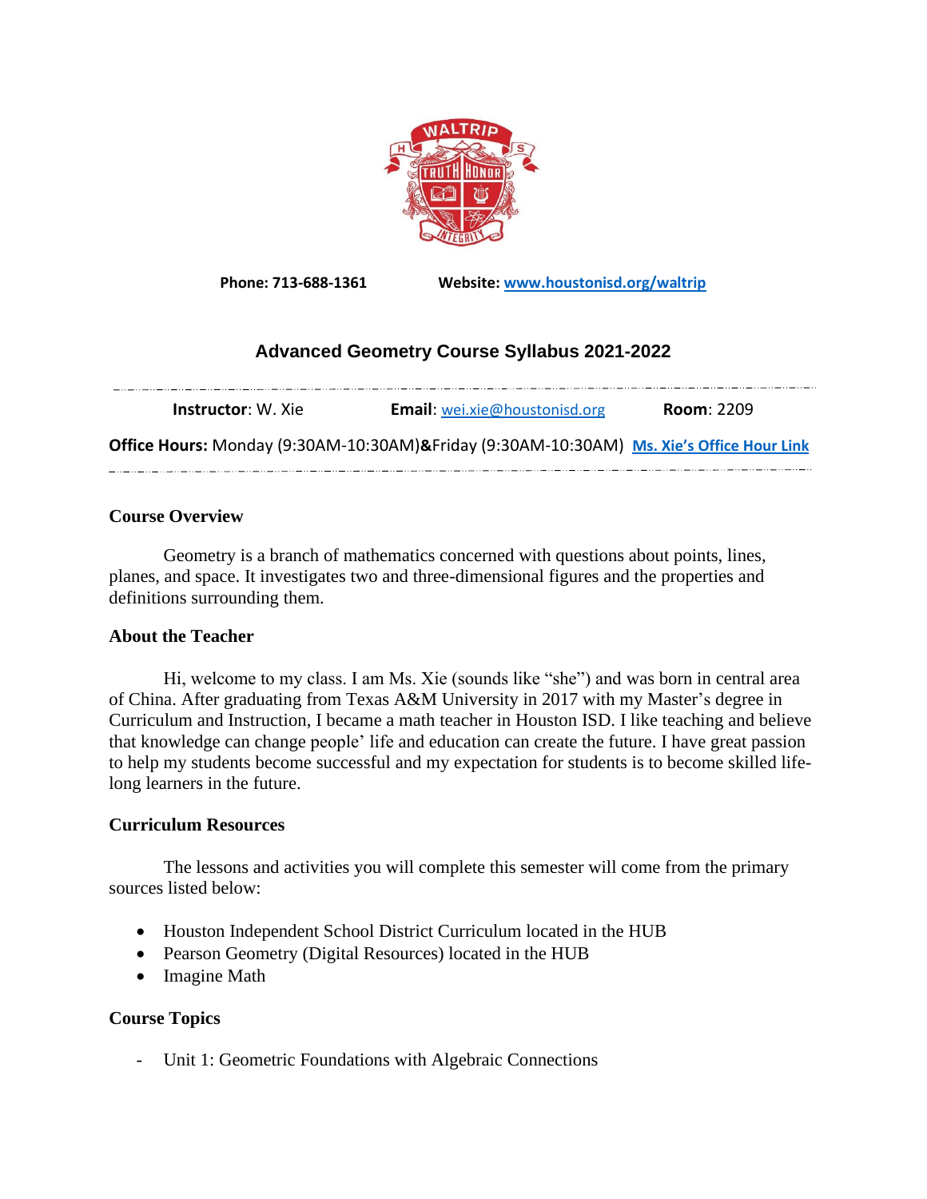Phone: 713-688-1361 **Website:** [www.houstonisd.org/waltrip](http://www.houstonisd.org/waltrip)

# Advanced Geometry Course Syllabus 2021-2022

**Instructor**: W. Xie **Email**: [wei.xie@houstonisd.org](mailto:wei.xie@houstonisd.org) **Room**: 2209

**Office Hours:** Monday (9:30AM-10:30AM)**&**Friday (9:30AM-10:30AM) **Ms. Xie's Office Hour Link**

## Course Overview

Geometry is a branch of mathematics concerned with questions about points, lines, planes, and space. It investigates two and three-dimensional figures and the properties and definitions surrounding them.

## About the Teacher

Hi, welcome to my class. I am Ms. Xie (sounds like "she") and was born in central area of China. After graduating from Texas A&M University in 2017 with my Master's degree in Curriculum and Instruction, I became a math teacher in Houston ISD. I like teaching and believe that knowledge can change people' life and education can create the future. I have great passion to help my students become successful and my expectation for students is to become skilled life-long learners in the future.

## Curriculum Resources

The lessons and activities you will complete this semester will come from the primary sources listed below:

- Houston Independent School District Curriculum located in the HUB
- Pearson Geometry (Digital Resources) located in the HUB
- Imagine Math

## Course Topics

- Unit 1: Geometric Foundations with Algebraic Connections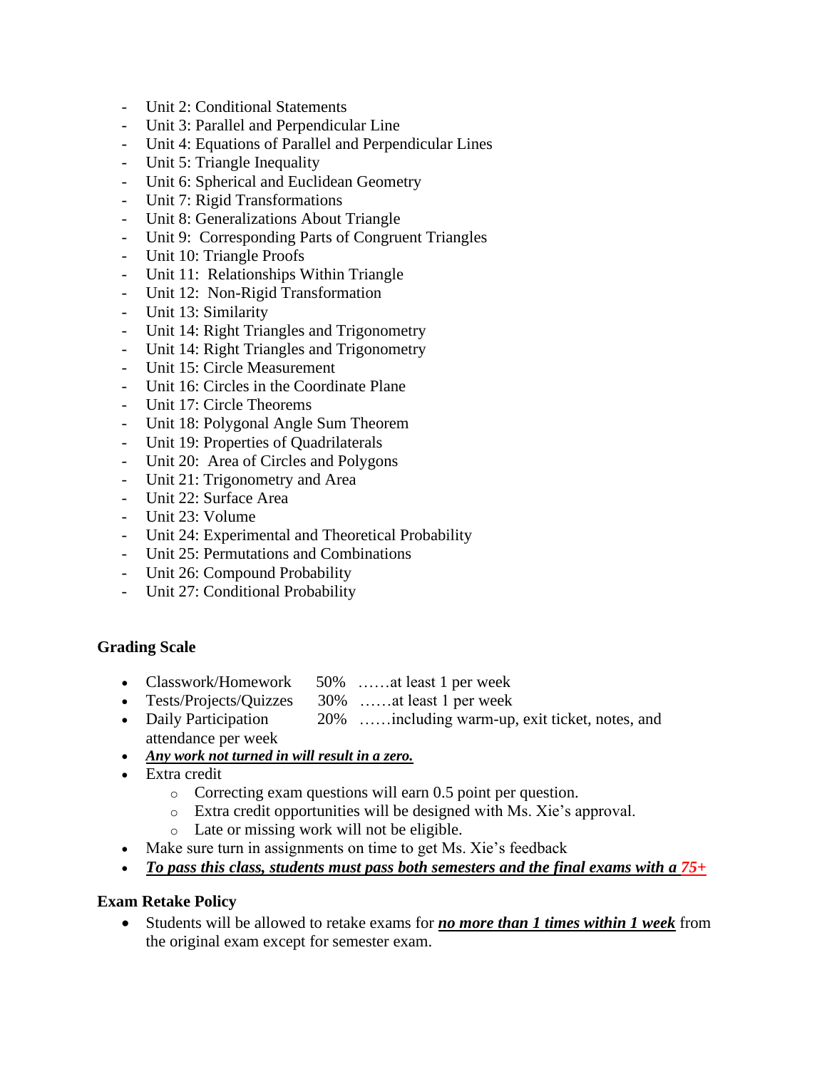- Unit 2: Conditional Statements
- Unit 3: Parallel and Perpendicular Line
- Unit 4: Equations of Parallel and Perpendicular Lines
- Unit 5: Triangle Inequality
- Unit 6: Spherical and Euclidean Geometry
- Unit 7: Rigid Transformations
- Unit 8: Generalizations About Triangle
- Unit 9: Corresponding Parts of Congruent Triangles
- Unit 10: Triangle Proofs
- Unit 11: Relationships Within Triangle
- Unit 12: Non-Rigid Transformation
- Unit 13: Similarity
- Unit 14: Right Triangles and Trigonometry
- Unit 14: Right Triangles and Trigonometry
- Unit 15: Circle Measurement
- Unit 16: Circles in the Coordinate Plane
- Unit 17: Circle Theorems
- Unit 18: Polygonal Angle Sum Theorem
- Unit 19: Properties of Quadrilaterals
- Unit 20: Area of Circles and Polygons
- Unit 21: Trigonometry and Area
- Unit 22: Surface Area
- Unit 23: Volume
- Unit 24: Experimental and Theoretical Probability
- Unit 25: Permutations and Combinations
- Unit 26: Compound Probability
- Unit 27: Conditional Probability

**Grading Scale**

- Classwork/Homework 50% ……at least 1 per week
- Tests/Projects/Quizzes 30% ……at least 1 per week
- Daily Participation 20% ……including warm-up, exit ticket, notes, and attendance per week
- ***Any work not turned in will result in a zero.***
- Extra credit
  - Correcting exam questions will earn 0.5 point per question.
  - Extra credit opportunities will be designed with Ms. Xie's approval.
  - Late or missing work will not be eligible.
- Make sure turn in assignments on time to get Ms. Xie's feedback
- ***To pass this class, students must pass both semesters and the final exams with a 75+***

**Exam Retake Policy**

- Students will be allowed to retake exams for ***no more than 1 times within 1 week*** from the original exam except for semester exam.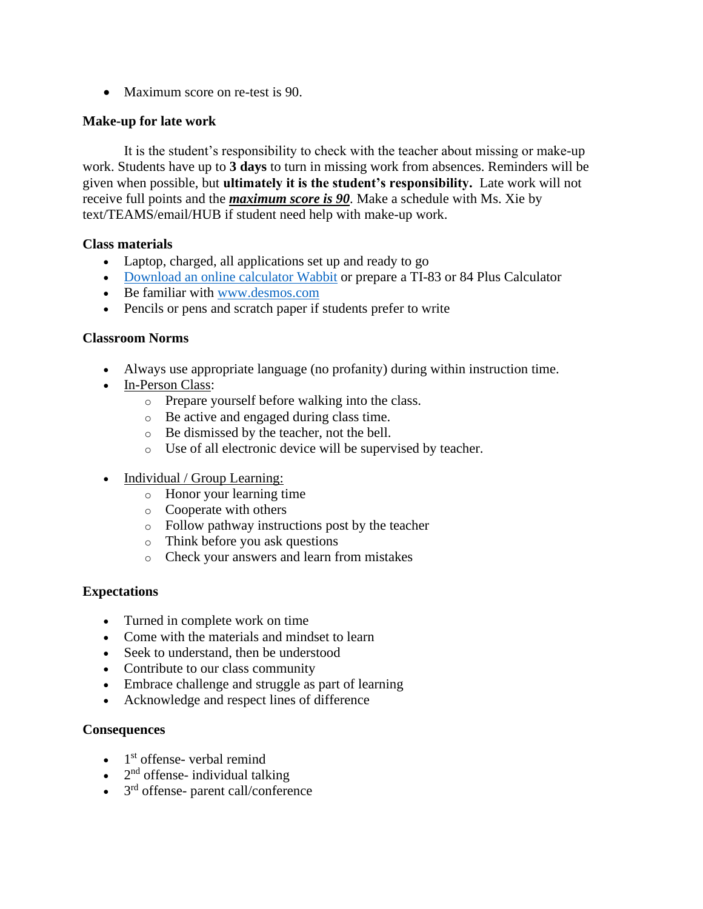- Maximum score on re-test is 90.

**Make-up for late work**

It is the student's responsibility to check with the teacher about missing or make-up work. Students have up to **3 days** to turn in missing work from absences. Reminders will be given when possible, but **ultimately it is the student's responsibility.** Late work will not receive full points and the ***maximum score is 90***. Make a schedule with Ms. Xie by text/TEAMS/email/HUB if student need help with make-up work.

**Class materials**

- Laptop, charged, all applications set up and ready to go
- Download an online calculator Wabbit or prepare a TI-83 or 84 Plus Calculator
- Be familiar with www.desmos.com
- Pencils or pens and scratch paper if students prefer to write

**Classroom Norms**

- Always use appropriate language (no profanity) during within instruction time.
- In-Person Class:
  - Prepare yourself before walking into the class.
  - Be active and engaged during class time.
  - Be dismissed by the teacher, not the bell.
  - Use of all electronic device will be supervised by teacher.
- Individual / Group Learning:
  - Honor your learning time
  - Cooperate with others
  - Follow pathway instructions post by the teacher
  - Think before you ask questions
  - Check your answers and learn from mistakes

**Expectations**

- Turned in complete work on time
- Come with the materials and mindset to learn
- Seek to understand, then be understood
- Contribute to our class community
- Embrace challenge and struggle as part of learning
- Acknowledge and respect lines of difference

**Consequences**

- 1st offense- verbal remind
- 2nd offense- individual talking
- 3rd offense- parent call/conference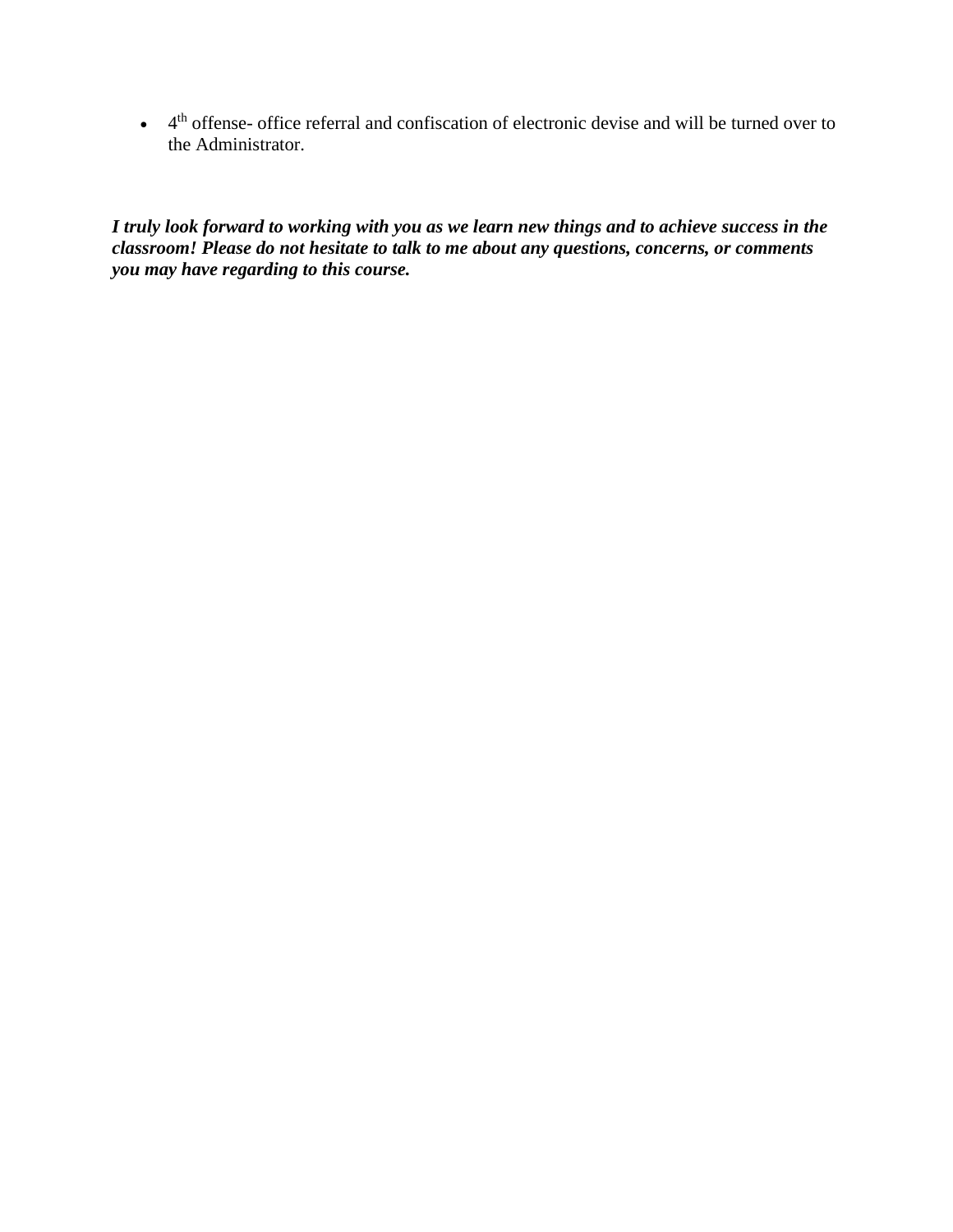- 4th offense- office referral and confiscation of electronic devise and will be turned over to the Administrator.

***I truly look forward to working with you as we learn new things and to achieve success in the classroom! Please do not hesitate to talk to me about any questions, concerns, or comments you may have regarding to this course.***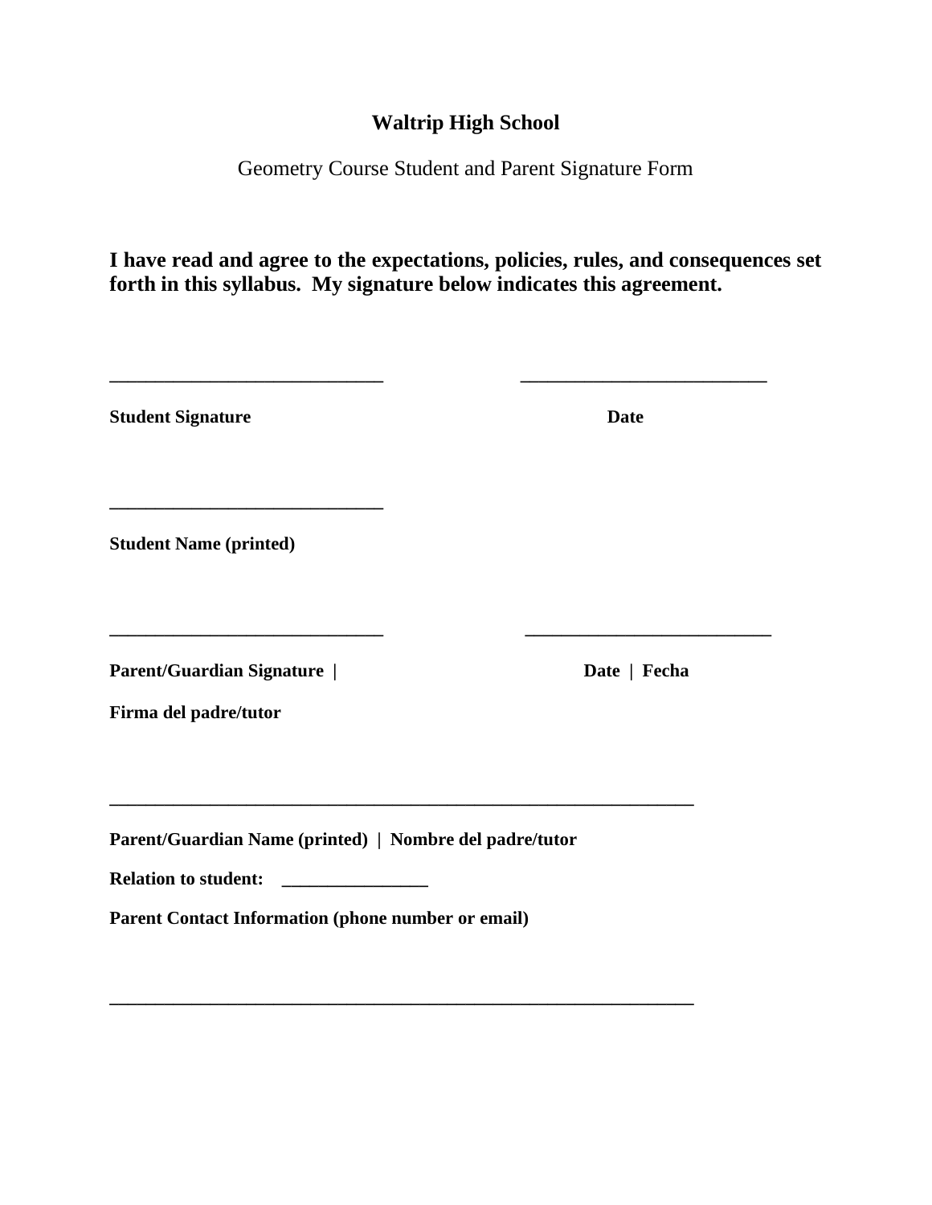**Waltrip High School**

Geometry Course Student and Parent Signature Form

**I have read and agree to the expectations, policies, rules, and consequences set forth in this syllabus. My signature below indicates this agreement.**

**______________________________ ___________________________**

**Student Signature Date**

**______________________________**

**Student Name (printed)**

**______________________________ ___________________________**

**Parent/Guardian Signature | Date | Fecha**

**Firma del padre/tutor**

**_________________________________________________________________**

**Parent/Guardian Name (printed) | Nombre del padre/tutor**

**Relation to student: ________________**

**Parent Contact Information (phone number or email)**

**_________________________________________________________________**